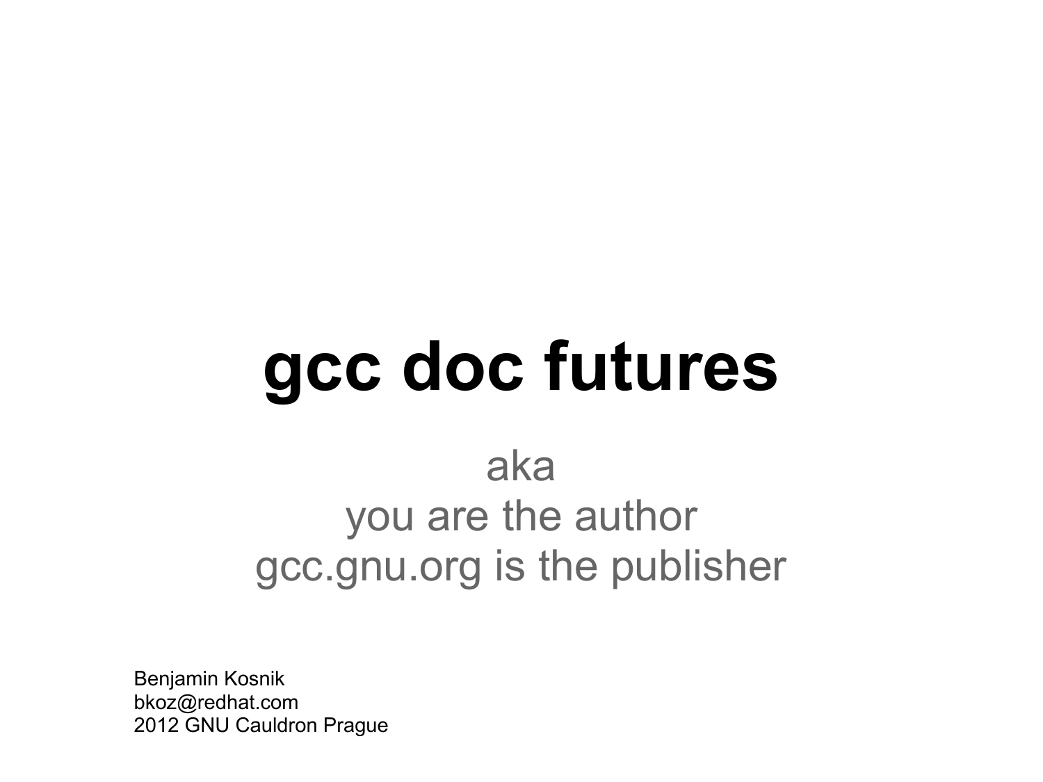# gcc doc futures

aka
you are the author
gcc.gnu.org is the publisher

Benjamin Kosnik
bkoz@redhat.com
2012 GNU Cauldron Prague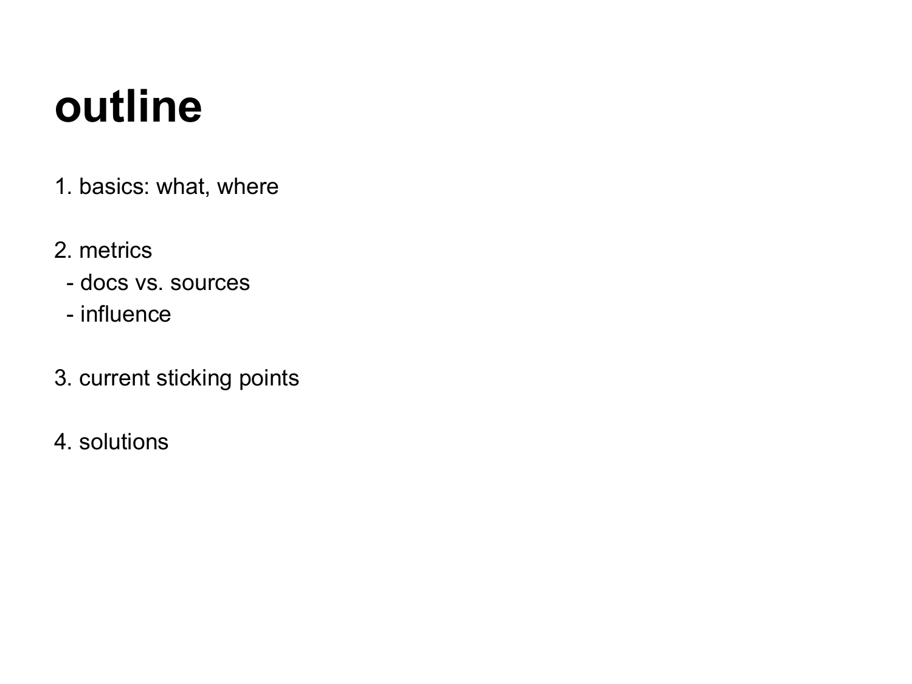# outline

1. basics: what, where

2. metrics
   - docs vs. sources
   - influence

3. current sticking points

4. solutions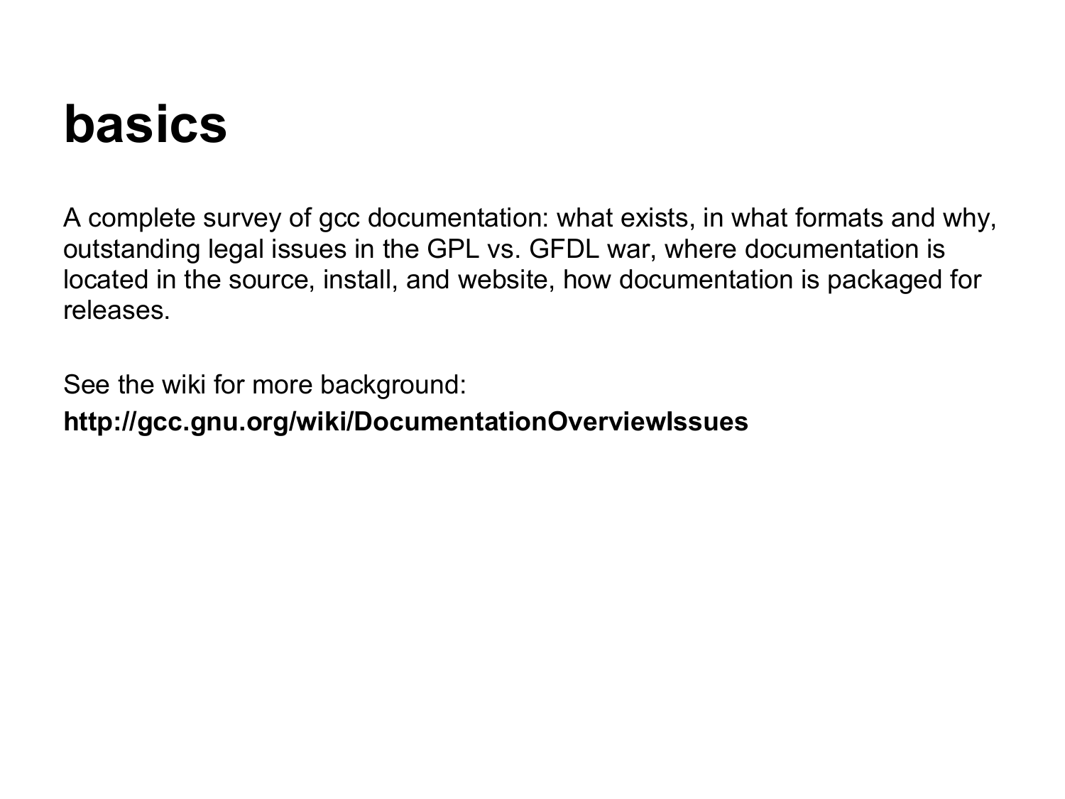# basics

A complete survey of gcc documentation: what exists, in what formats and why, outstanding legal issues in the GPL vs. GFDL war, where documentation is located in the source, install, and website, how documentation is packaged for releases.

See the wiki for more background:

**http://gcc.gnu.org/wiki/DocumentationOverviewIssues**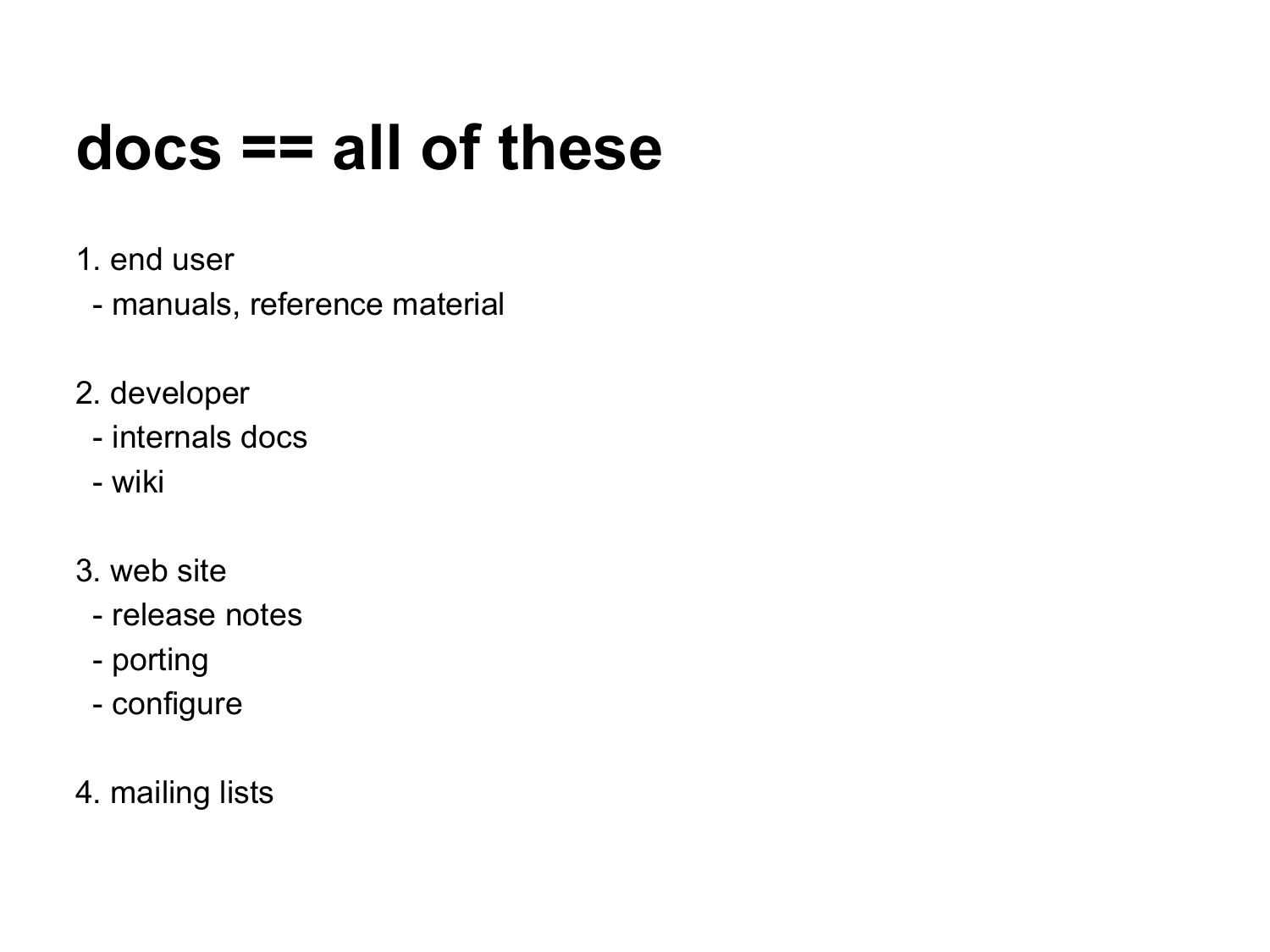# docs == all of these

1. end user
   - manuals, reference material

2. developer
   - internals docs
   - wiki

3. web site
   - release notes
   - porting
   - configure

4. mailing lists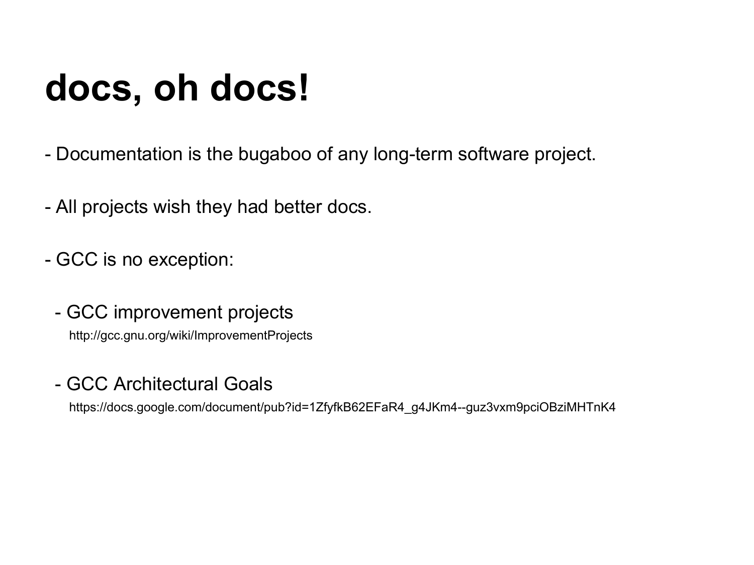# docs, oh docs!

- Documentation is the bugaboo of any long-term software project.

- All projects wish they had better docs.

- GCC is no exception:

  - GCC improvement projects

    http://gcc.gnu.org/wiki/ImprovementProjects

  - GCC Architectural Goals

    https://docs.google.com/document/pub?id=1ZfyfkB62EFaR4_g4JKm4--guz3vxm9pciOBziMHTnK4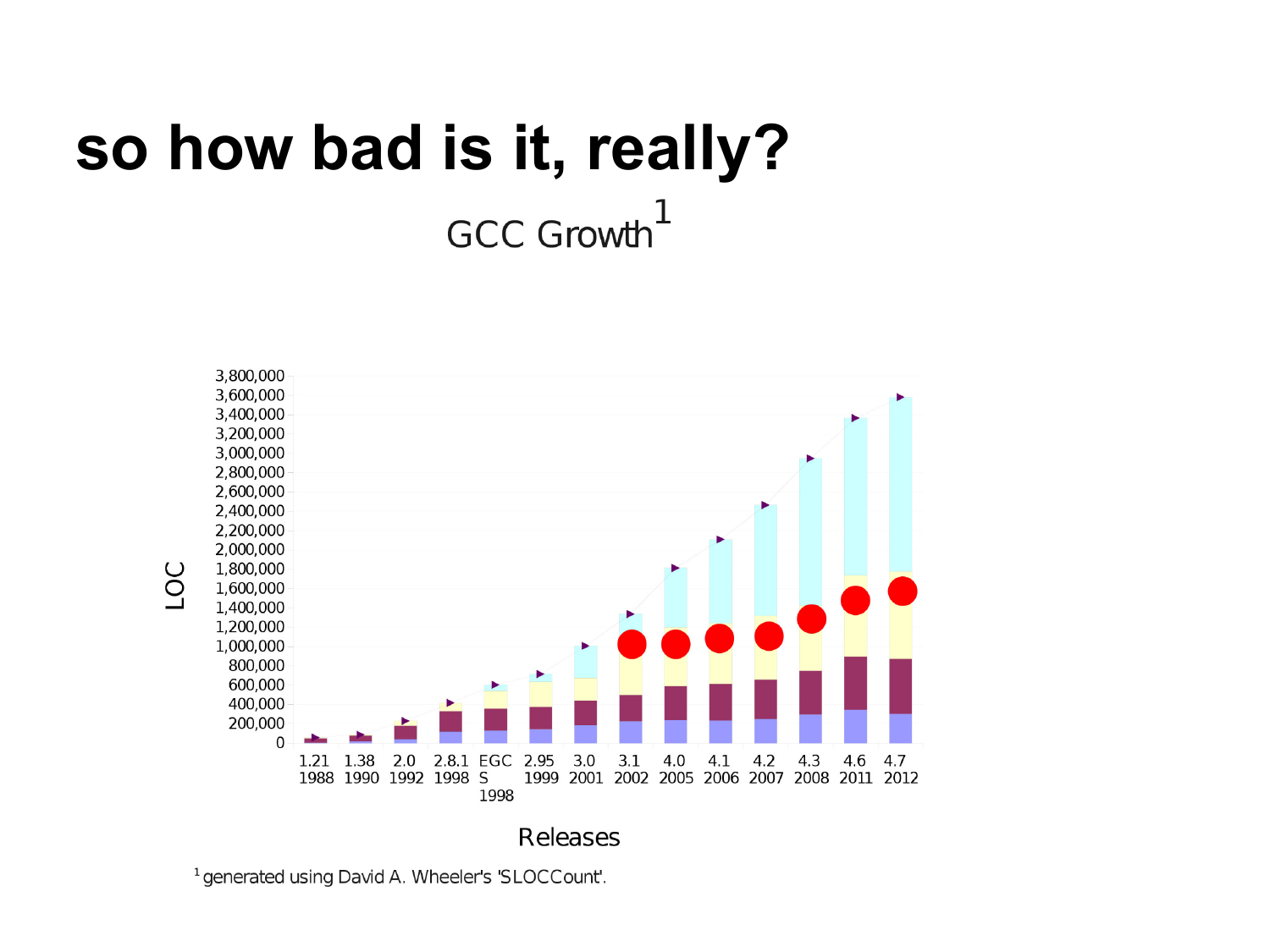# so how bad is it, really?

GCC Growth[1]

[1] generated using David A. Wheeler's 'SLOCCount'.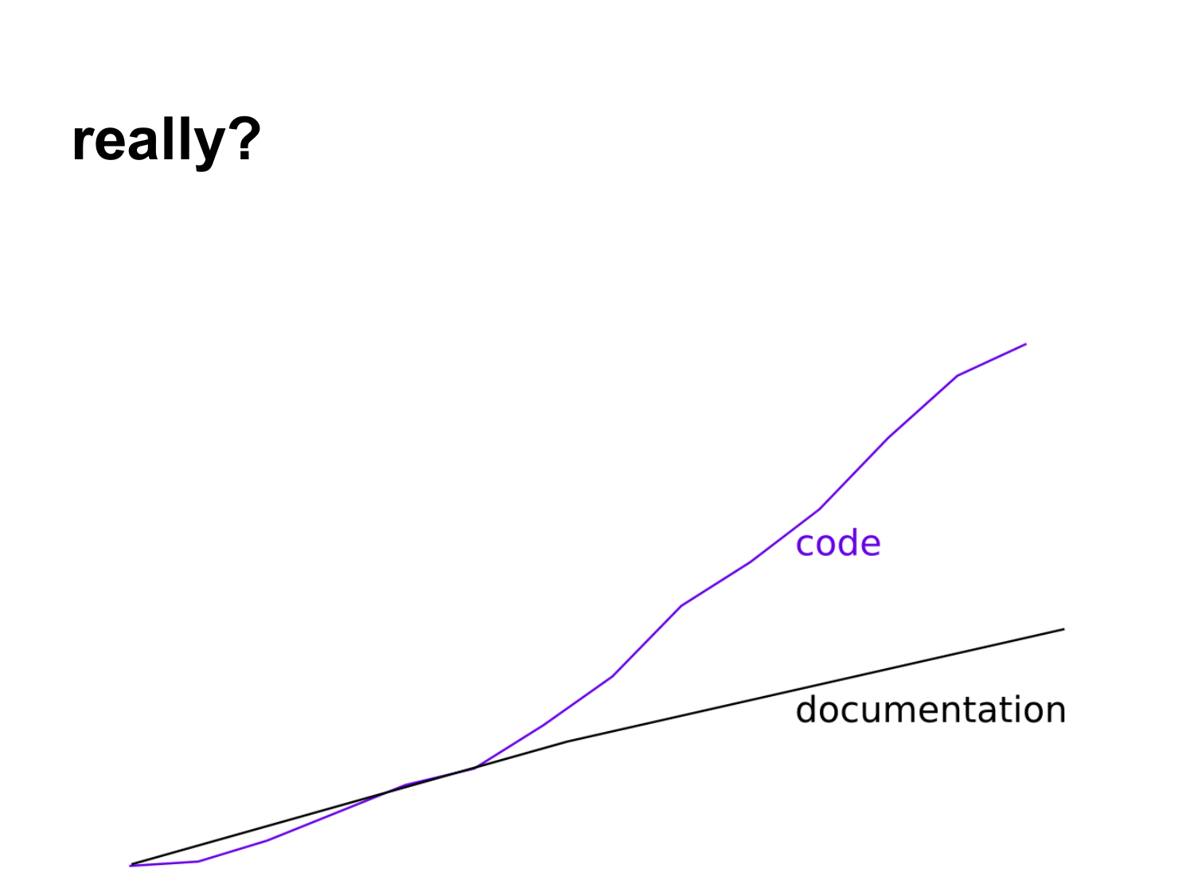# really?

code

documentation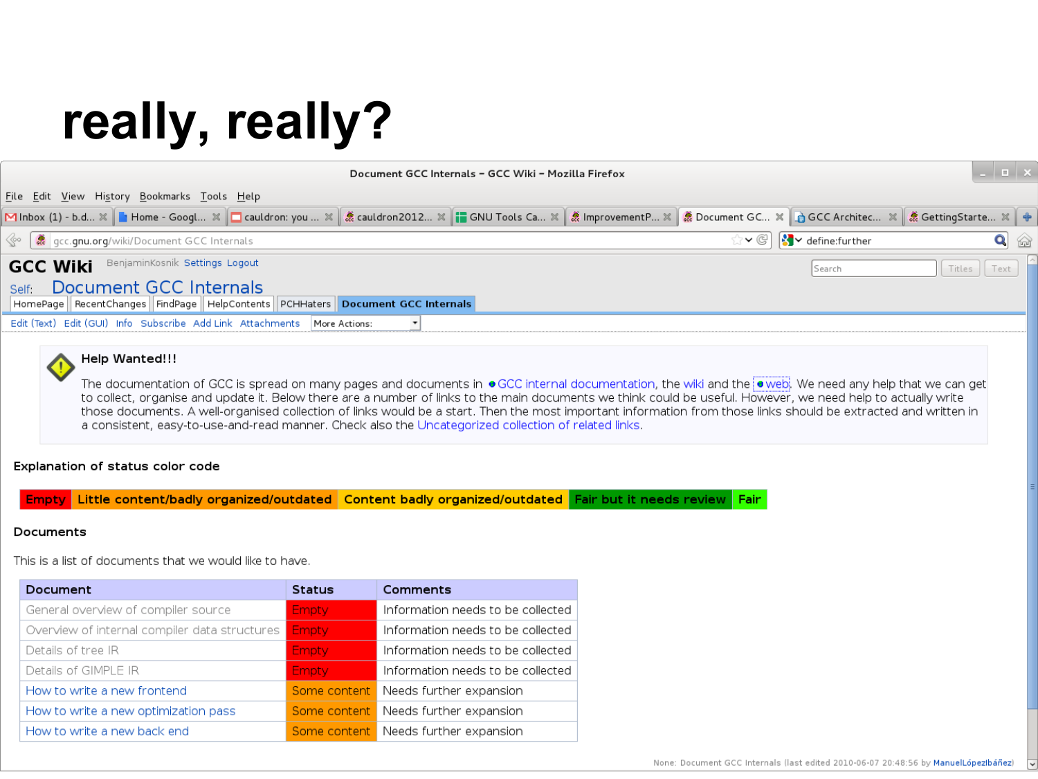# really, really?

Document GCC Internals - GCC Wiki - Mozilla Firefox

gcc.gnu.org/wiki/Document GCC Internals

**GCC Wiki**

Self: Document GCC Internals

HomePage | RecentChanges | FindPage | HelpContents | PCHHaters | Document GCC Internals

Edit (Text) Edit (GUI) Info Subscribe Add Link Attachments More Actions:

**Help Wanted!!!**

The documentation of GCC is spread on many pages and documents in GCC internal documentation, the wiki and the web. We need any help that we can get to collect, organise and update it. Below there are a number of links to the main documents we think could be useful. However, we need help to actually write those documents. A well-organised collection of links would be a start. Then the most important information from those links should be extracted and written in a consistent, easy-to-use-and-read manner. Check also the Uncategorized collection of related links.

**Explanation of status color code**

| Empty | Little content/badly organized/outdated | Content badly organized/outdated | Fair but it needs review | Fair |
|---|---|---|---|---|

**Documents**

This is a list of documents that we would like to have.

| Document | Status | Comments |
|---|---|---|
| General overview of compiler source | Empty | Information needs to be collected |
| Overview of internal compiler data structures | Empty | Information needs to be collected |
| Details of tree IR | Empty | Information needs to be collected |
| Details of GIMPLE IR | Empty | Information needs to be collected |
| How to write a new frontend | Some content | Needs further expansion |
| How to write a new optimization pass | Some content | Needs further expansion |
| How to write a new back end | Some content | Needs further expansion |

None: Document GCC Internals (last edited 2010-06-07 20:48:56 by ManuelLópezIbáñez)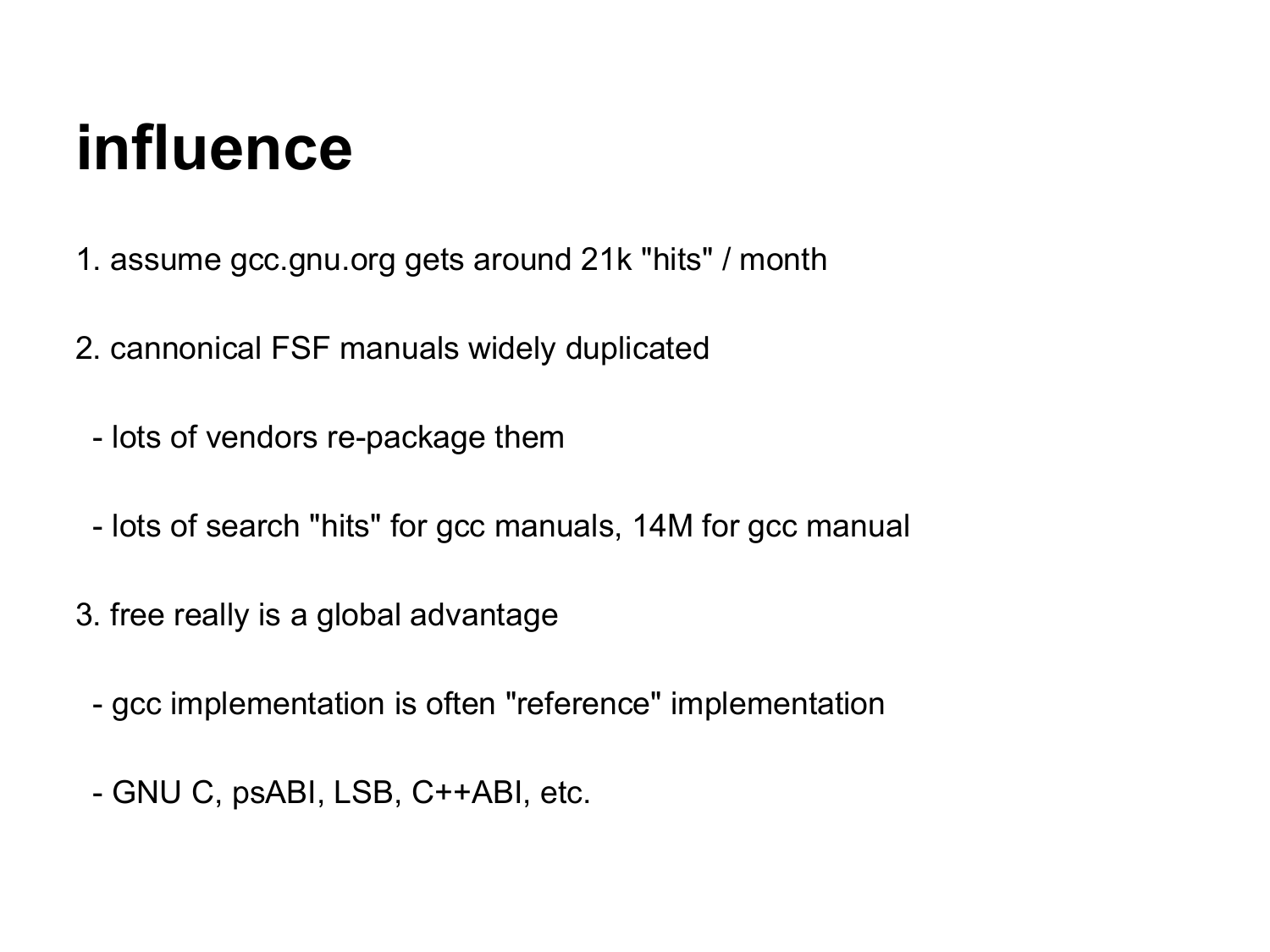# influence

1. assume gcc.gnu.org gets around 21k "hits" / month

2. cannonical FSF manuals widely duplicated

   - lots of vendors re-package them

   - lots of search "hits" for gcc manuals, 14M for gcc manual

3. free really is a global advantage

   - gcc implementation is often "reference" implementation

   - GNU C, psABI, LSB, C++ABI, etc.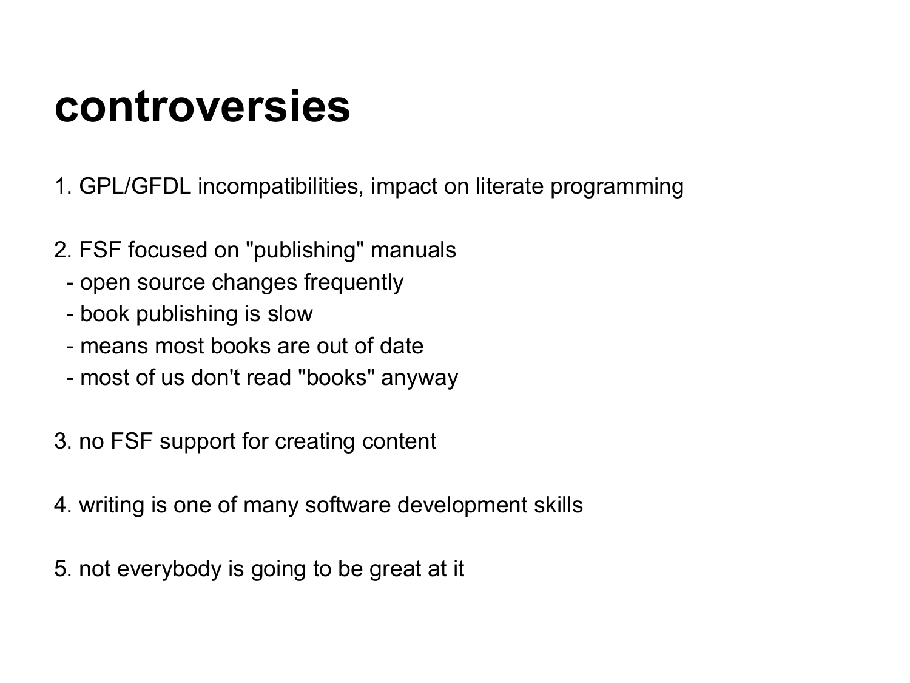# controversies

1. GPL/GFDL incompatibilities, impact on literate programming

2. FSF focused on "publishing" manuals
   - open source changes frequently
   - book publishing is slow
   - means most books are out of date
   - most of us don't read "books" anyway

3. no FSF support for creating content

4. writing is one of many software development skills

5. not everybody is going to be great at it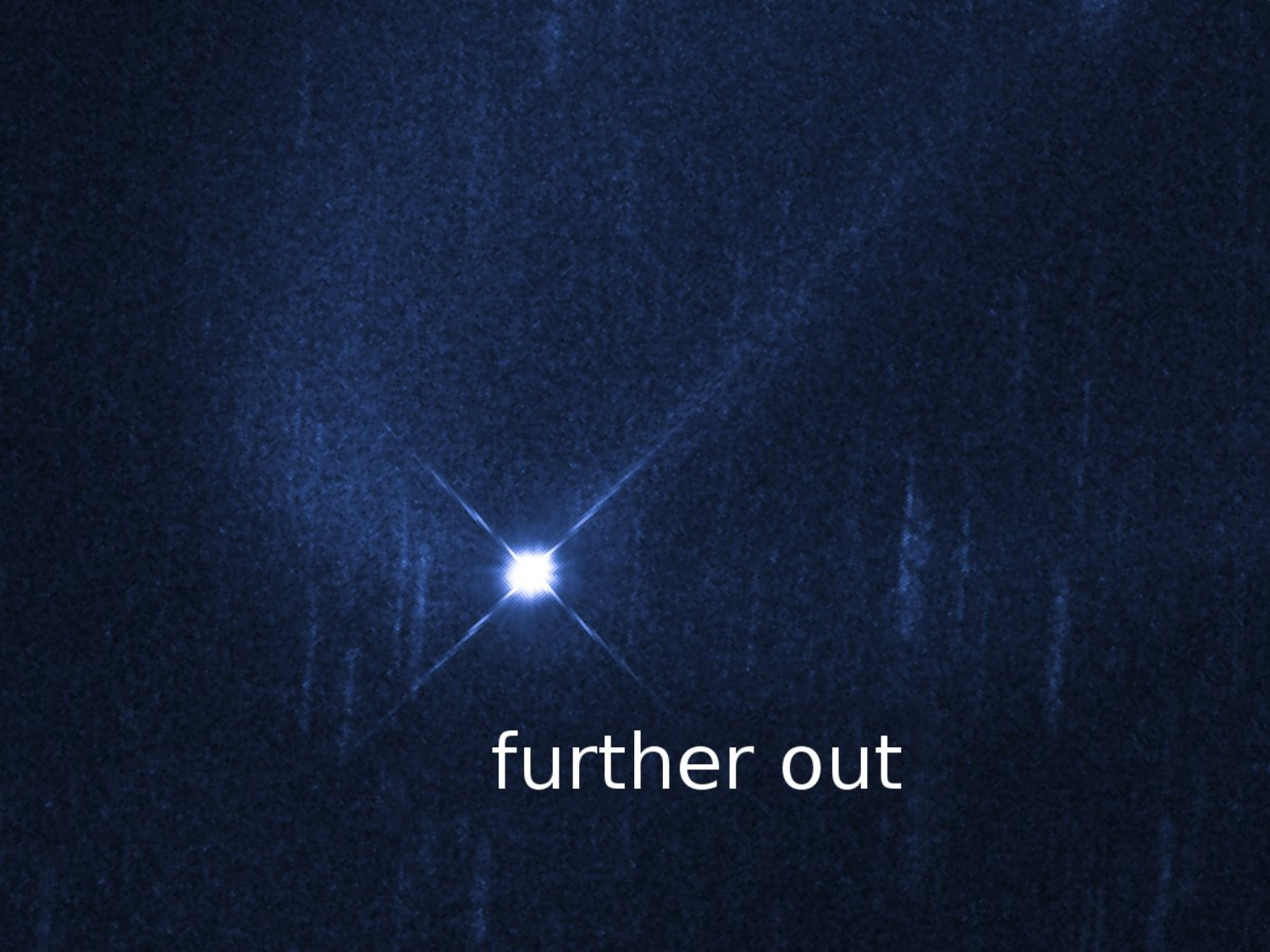further out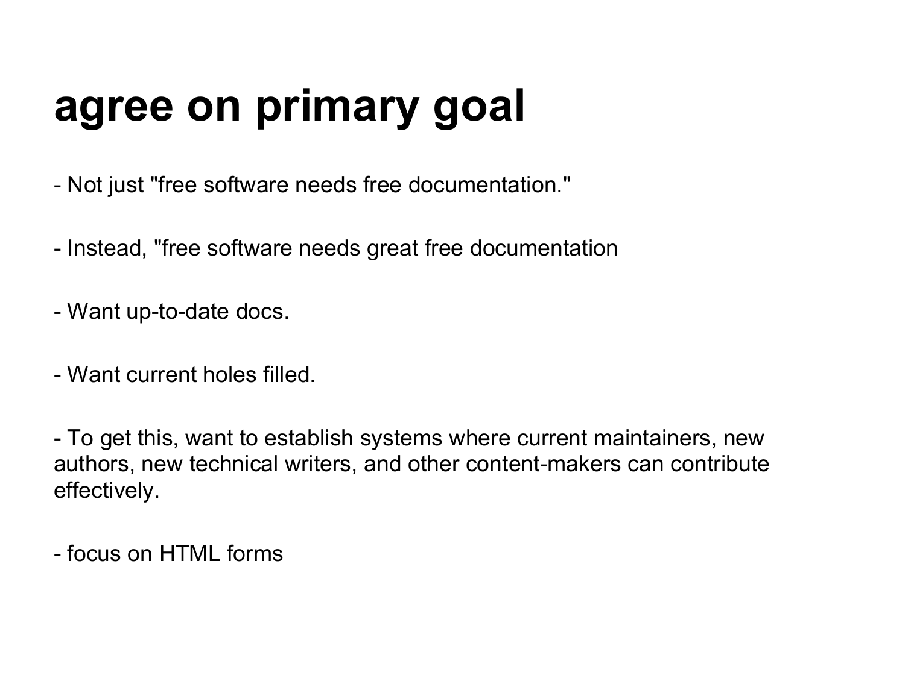# agree on primary goal

- Not just "free software needs free documentation."

- Instead, "free software needs great free documentation

- Want up-to-date docs.

- Want current holes filled.

- To get this, want to establish systems where current maintainers, new authors, new technical writers, and other content-makers can contribute effectively.

- focus on HTML forms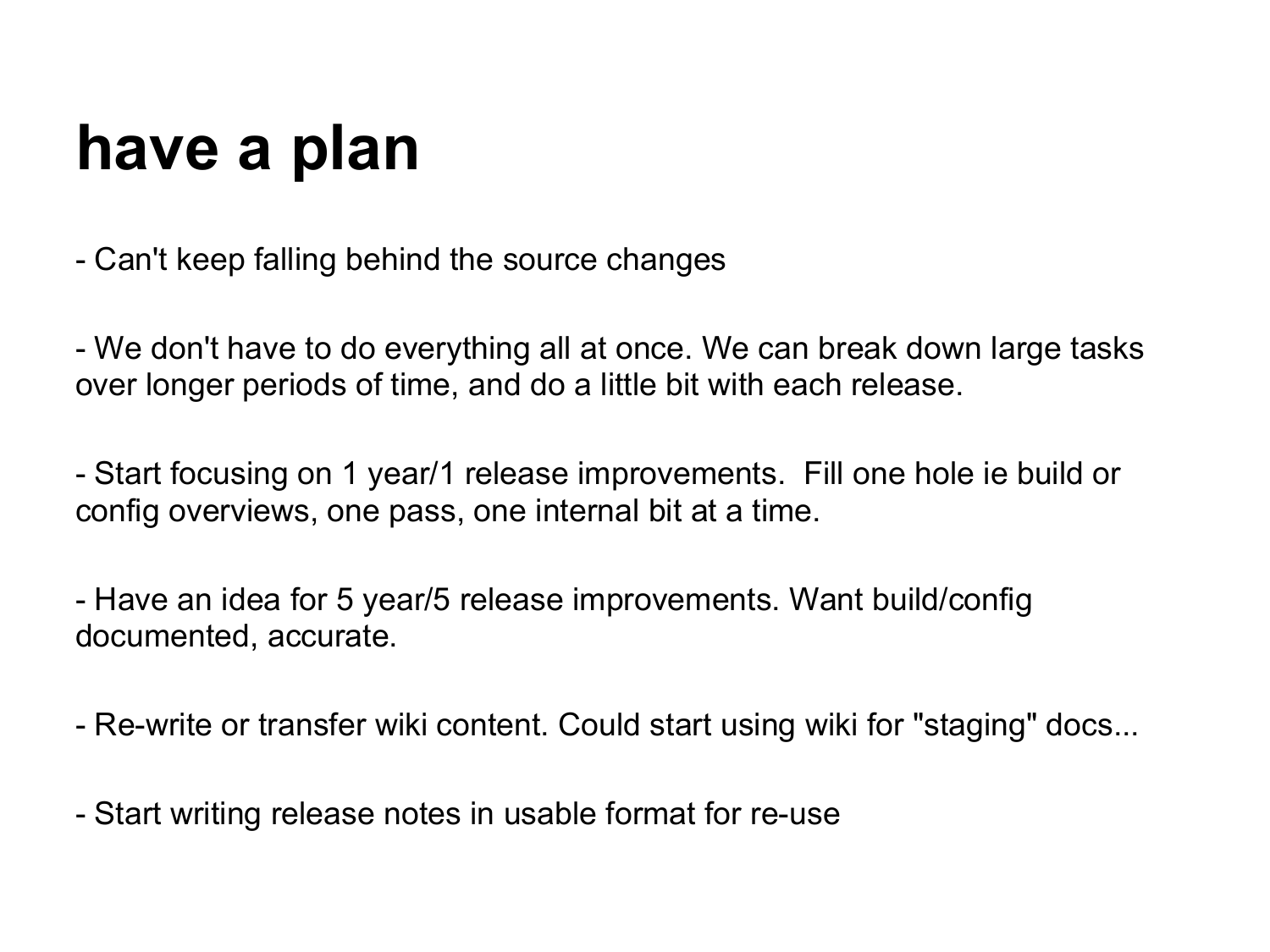# have a plan

- Can't keep falling behind the source changes

- We don't have to do everything all at once. We can break down large tasks over longer periods of time, and do a little bit with each release.

- Start focusing on 1 year/1 release improvements.  Fill one hole ie build or config overviews, one pass, one internal bit at a time.

- Have an idea for 5 year/5 release improvements. Want build/config documented, accurate.

- Re-write or transfer wiki content. Could start using wiki for "staging" docs...

- Start writing release notes in usable format for re-use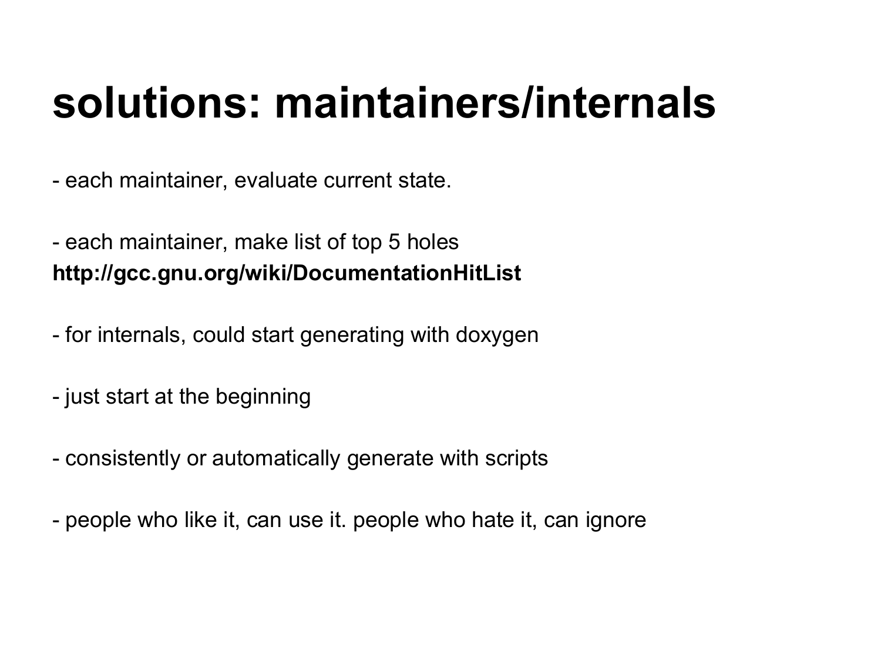# solutions: maintainers/internals

- each maintainer, evaluate current state.

- each maintainer, make list of top 5 holes
**http://gcc.gnu.org/wiki/DocumentationHitList**

- for internals, could start generating with doxygen

- just start at the beginning

- consistently or automatically generate with scripts

- people who like it, can use it. people who hate it, can ignore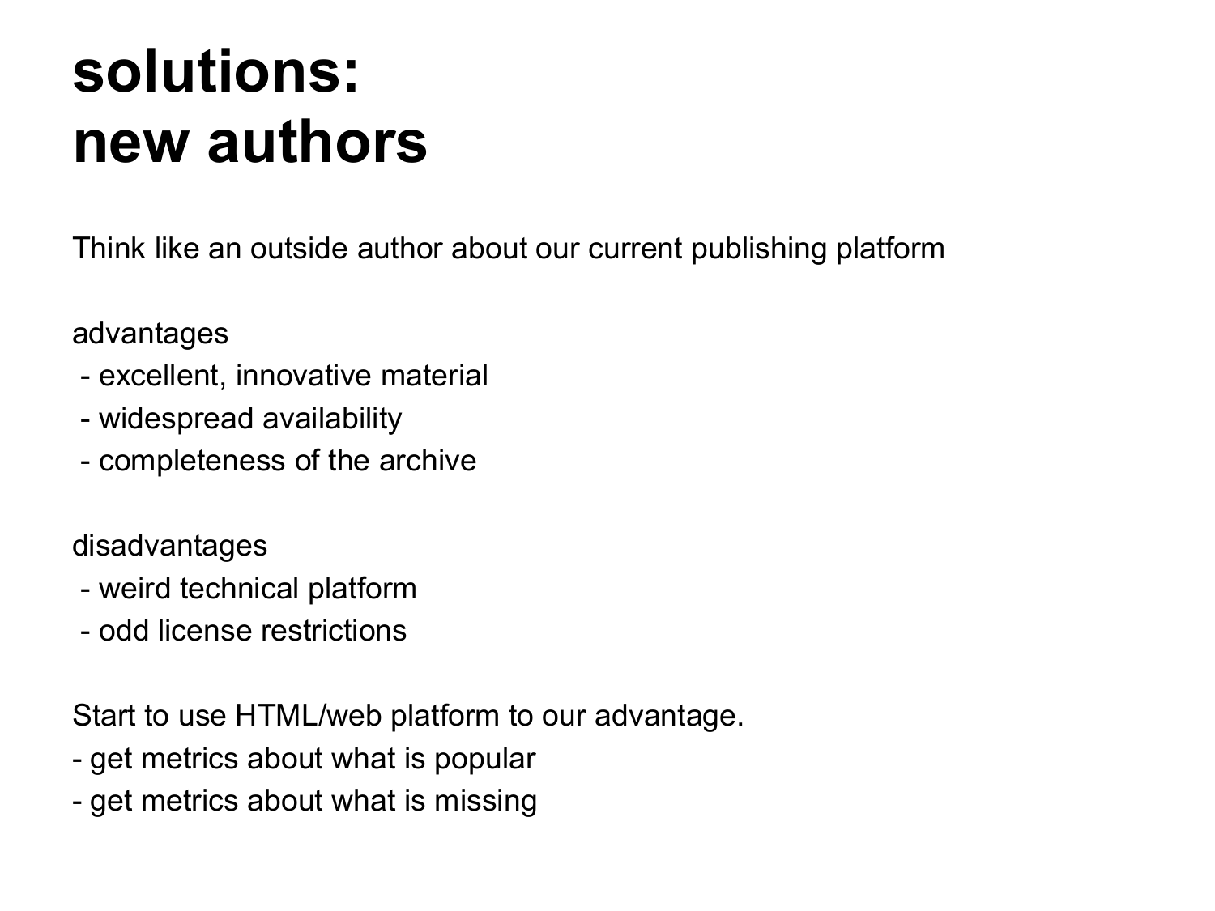# solutions:
# new authors

Think like an outside author about our current publishing platform

advantages

- excellent, innovative material
- widespread availability
- completeness of the archive

disadvantages

- weird technical platform
- odd license restrictions

Start to use HTML/web platform to our advantage.

- get metrics about what is popular
- get metrics about what is missing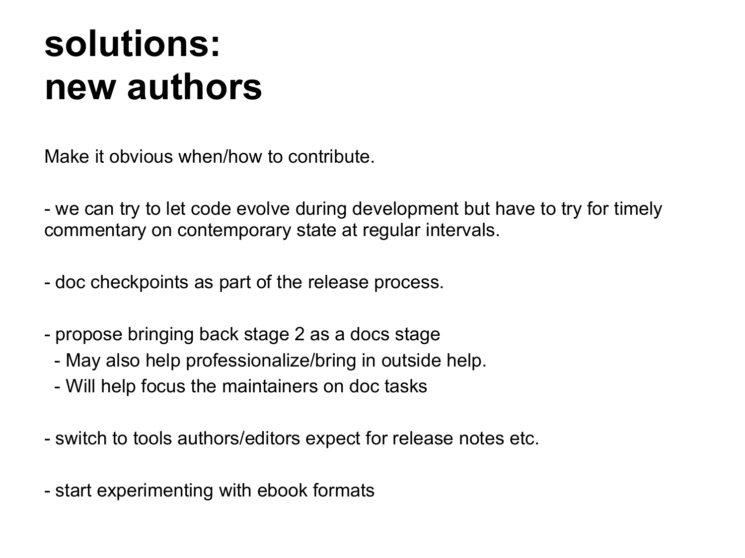# solutions: new authors

Make it obvious when/how to contribute.

- we can try to let code evolve during development but have to try for timely commentary on contemporary state at regular intervals.

- doc checkpoints as part of the release process.

- propose bringing back stage 2 as a docs stage
  - May also help professionalize/bring in outside help.
  - Will help focus the maintainers on doc tasks

- switch to tools authors/editors expect for release notes etc.

- start experimenting with ebook formats